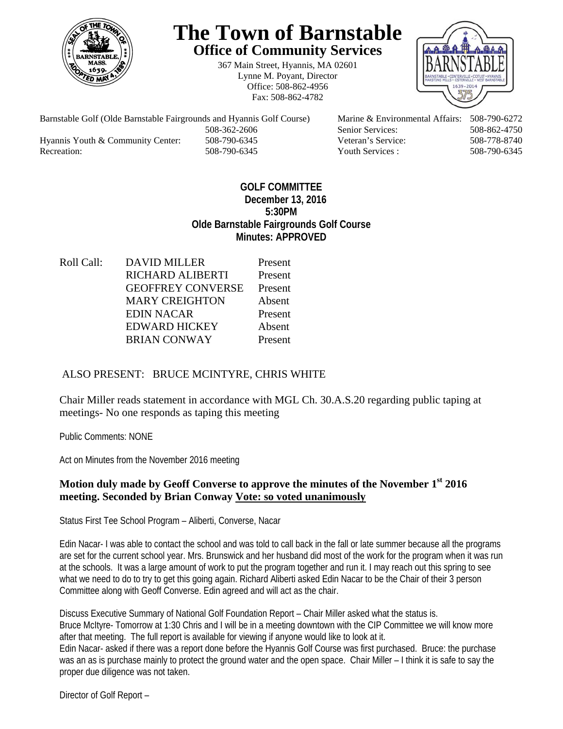# The Town of Barnstable

## Office of Community Services

367 Main Street, Hyannis, MA 02601
Lynne M. Poyant, Director
Office: 508-862-4956
Fax: 508-862-4782

| | | | |
|---|---|---|---|
| Barnstable Golf (Olde Barnstable Fairgrounds and Hyannis Golf Course) | 508-362-2606 | Marine & Environmental Affairs: | 508-790-6272 |
| | | Senior Services: | 508-862-4750 |
| Hyannis Youth & Community Center: | 508-790-6345 | Veteran's Service: | 508-778-8740 |
| Recreation: | 508-790-6345 | Youth Services : | 508-790-6345 |

**GOLF COMMITTEE**
**December 13, 2016**
**5:30PM**
**Olde Barnstable Fairgrounds Golf Course**
**Minutes: APPROVED**

| Roll Call: | | |
|---|---|---|
| | DAVID MILLER | Present |
| | RICHARD ALIBERTI | Present |
| | GEOFFREY CONVERSE | Present |
| | MARY CREIGHTON | Absent |
| | EDIN NACAR | Present |
| | EDWARD HICKEY | Absent |
| | BRIAN CONWAY | Present |

ALSO PRESENT: BRUCE MCINTYRE, CHRIS WHITE

Chair Miller reads statement in accordance with MGL Ch. 30.A.S.20 regarding public taping at meetings- No one responds as taping this meeting

Public Comments: NONE

Act on Minutes from the November 2016 meeting

**Motion duly made by Geoff Converse to approve the minutes of the November 1st 2016 meeting. Seconded by Brian Conway Vote: so voted unanimously**

Status First Tee School Program – Aliberti, Converse, Nacar

Edin Nacar- I was able to contact the school and was told to call back in the fall or late summer because all the programs are set for the current school year. Mrs. Brunswick and her husband did most of the work for the program when it was run at the schools. It was a large amount of work to put the program together and run it. I may reach out this spring to see what we need to do to try to get this going again. Richard Aliberti asked Edin Nacar to be the Chair of their 3 person Committee along with Geoff Converse. Edin agreed and will act as the chair.

Discuss Executive Summary of National Golf Foundation Report – Chair Miller asked what the status is.
Bruce McItyre- Tomorrow at 1:30 Chris and I will be in a meeting downtown with the CIP Committee we will know more after that meeting. The full report is available for viewing if anyone would like to look at it.
Edin Nacar- asked if there was a report done before the Hyannis Golf Course was first purchased. Bruce: the purchase was an as is purchase mainly to protect the ground water and the open space. Chair Miller – I think it is safe to say the proper due diligence was not taken.

Director of Golf Report –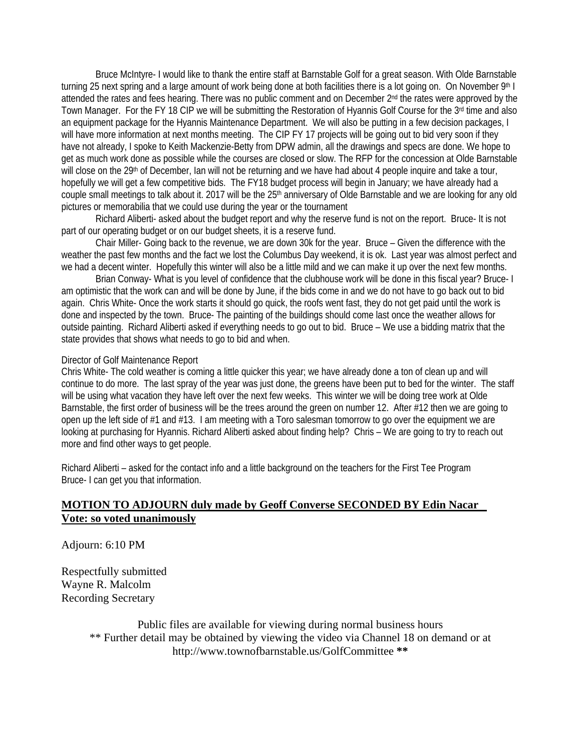Bruce McIntyre- I would like to thank the entire staff at Barnstable Golf for a great season. With Olde Barnstable turning 25 next spring and a large amount of work being done at both facilities there is a lot going on. On November 9th I attended the rates and fees hearing. There was no public comment and on December 2nd the rates were approved by the Town Manager. For the FY 18 CIP we will be submitting the Restoration of Hyannis Golf Course for the 3rd time and also an equipment package for the Hyannis Maintenance Department. We will also be putting in a few decision packages, I will have more information at next months meeting. The CIP FY 17 projects will be going out to bid very soon if they have not already, I spoke to Keith Mackenzie-Betty from DPW admin, all the drawings and specs are done. We hope to get as much work done as possible while the courses are closed or slow. The RFP for the concession at Olde Barnstable will close on the 29th of December, Ian will not be returning and we have had about 4 people inquire and take a tour, hopefully we will get a few competitive bids. The FY18 budget process will begin in January; we have already had a couple small meetings to talk about it. 2017 will be the 25th anniversary of Olde Barnstable and we are looking for any old pictures or memorabilia that we could use during the year or the tournament

Richard Aliberti- asked about the budget report and why the reserve fund is not on the report. Bruce- It is not part of our operating budget or on our budget sheets, it is a reserve fund.

Chair Miller- Going back to the revenue, we are down 30k for the year. Bruce – Given the difference with the weather the past few months and the fact we lost the Columbus Day weekend, it is ok. Last year was almost perfect and we had a decent winter. Hopefully this winter will also be a little mild and we can make it up over the next few months.

Brian Conway- What is you level of confidence that the clubhouse work will be done in this fiscal year? Bruce- I am optimistic that the work can and will be done by June, if the bids come in and we do not have to go back out to bid again. Chris White- Once the work starts it should go quick, the roofs went fast, they do not get paid until the work is done and inspected by the town. Bruce- The painting of the buildings should come last once the weather allows for outside painting. Richard Aliberti asked if everything needs to go out to bid. Bruce – We use a bidding matrix that the state provides that shows what needs to go to bid and when.

Director of Golf Maintenance Report

Chris White- The cold weather is coming a little quicker this year; we have already done a ton of clean up and will continue to do more. The last spray of the year was just done, the greens have been put to bed for the winter. The staff will be using what vacation they have left over the next few weeks. This winter we will be doing tree work at Olde Barnstable, the first order of business will be the trees around the green on number 12. After #12 then we are going to open up the left side of #1 and #13. I am meeting with a Toro salesman tomorrow to go over the equipment we are looking at purchasing for Hyannis. Richard Aliberti asked about finding help? Chris – We are going to try to reach out more and find other ways to get people.

Richard Aliberti – asked for the contact info and a little background on the teachers for the First Tee Program
Bruce- I can get you that information.

**MOTION TO ADJOURN duly made by Geoff Converse SECONDED BY Edin Nacar**
**Vote: so voted unanimously**

Adjourn: 6:10 PM

Respectfully submitted
Wayne R. Malcolm
Recording Secretary

Public files are available for viewing during normal business hours
** Further detail may be obtained by viewing the video via Channel 18 on demand or at http://www.townofbarnstable.us/GolfCommittee **